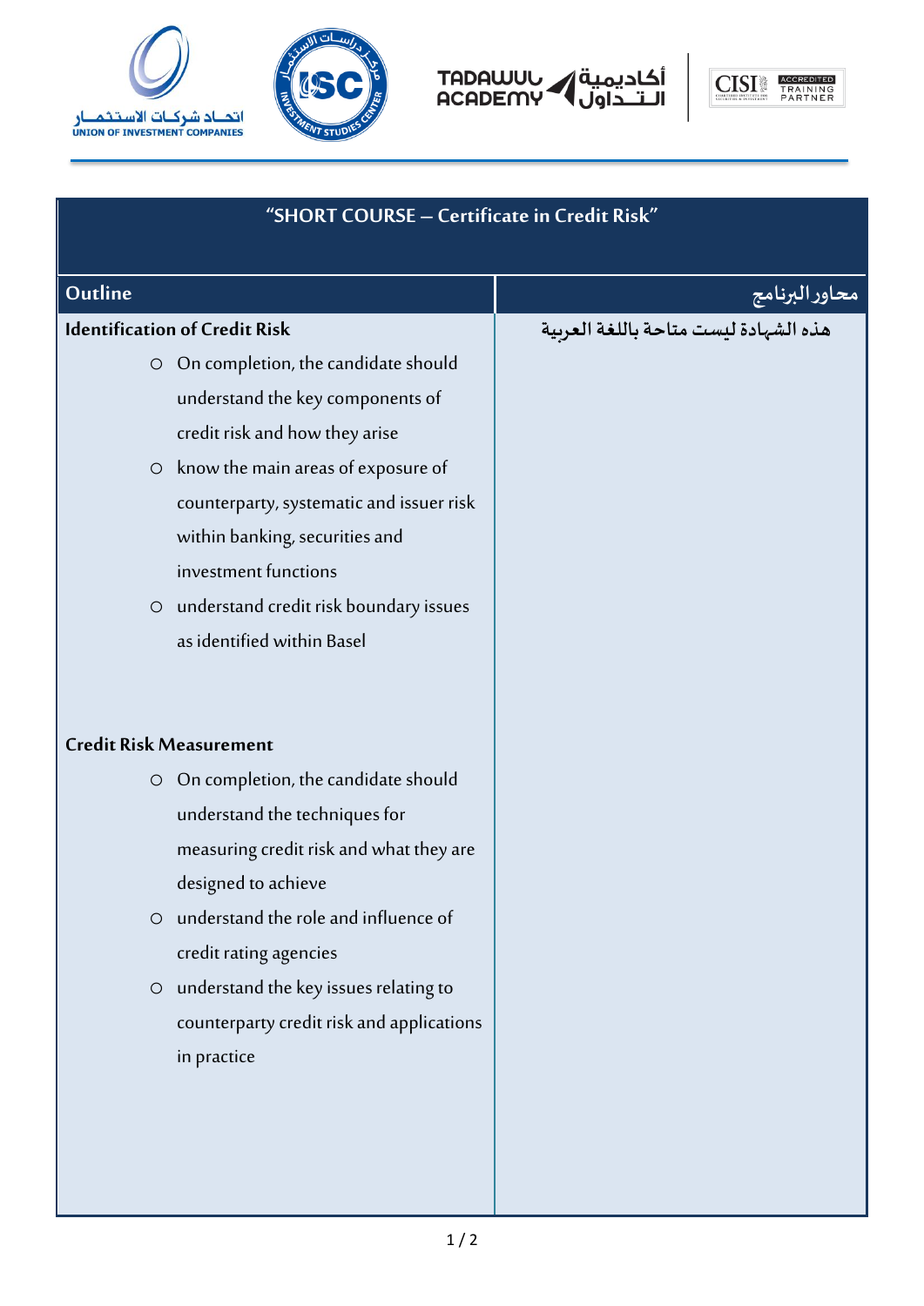# "SHORT COURSE – Certificate in Credit Risk"

| Outline | محاور البرنامج |
| --- | --- |
| **Identification of Credit Risk**<br>◦ On completion, the candidate should understand the key components of credit risk and how they arise<br>◦ know the main areas of exposure of counterparty, systematic and issuer risk within banking, securities and investment functions<br>◦ understand credit risk boundary issues as identified within Basel<br><br>**Credit Risk Measurement**<br>◦ On completion, the candidate should understand the techniques for measuring credit risk and what they are designed to achieve<br>◦ understand the role and influence of credit rating agencies<br>◦ understand the key issues relating to counterparty credit risk and applications in practice | هذه الشهادة ليست متاحة باللغة العربية |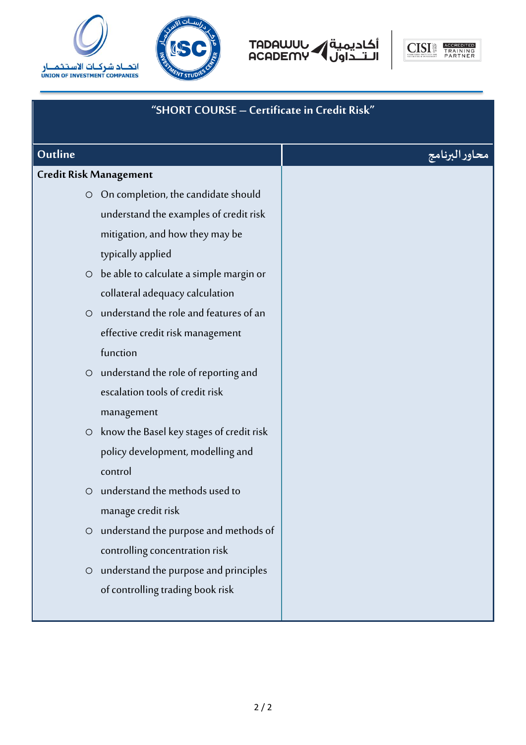## "SHORT COURSE – Certificate in Credit Risk"

| Outline | محاور البرنامج |
|---|---|
| **Credit Risk Management** | |
| ○ On completion, the candidate should understand the examples of credit risk mitigation, and how they may be typically applied<br>○ be able to calculate a simple margin or collateral adequacy calculation<br>○ understand the role and features of an effective credit risk management function<br>○ understand the role of reporting and escalation tools of credit risk management<br>○ know the Basel key stages of credit risk policy development, modelling and control<br>○ understand the methods used to manage credit risk<br>○ understand the purpose and methods of controlling concentration risk<br>○ understand the purpose and principles of controlling trading book risk | |